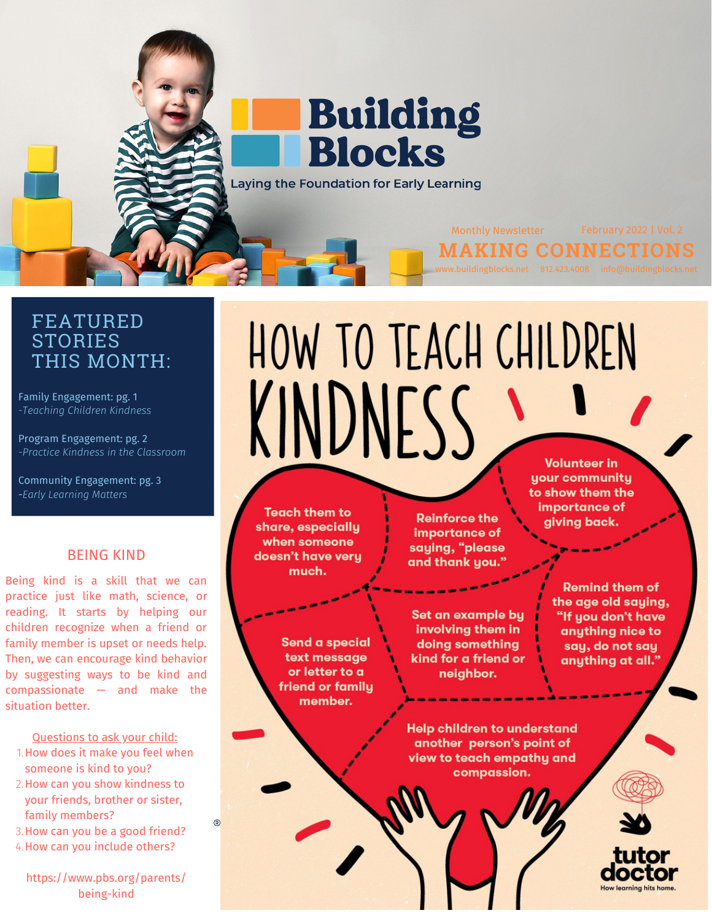# Building Blocks

Laying the Foundation for Early Learning

Monthly Newsletter February 2022 | Vol. 2

## MAKING CONNECTIONS

www.buildingblocks.net 812.423.4008 info@buildingblocks.net

## FEATURED STORIES THIS MONTH:

Family Engagement: pg. 1
*-Teaching Children Kindness*

Program Engagement: pg. 2
*-Practice Kindness in the Classroom*

Community Engagement: pg. 3
*-Early Learning Matters*

### BEING KIND

Being kind is a skill that we can practice just like math, science, or reading. It starts by helping our children recognize when a friend or family member is upset or needs help. Then, we can encourage kind behavior by suggesting ways to be kind and compassionate — and make the situation better.

Questions to ask your child:

1. How does it make you feel when someone is kind to you?
2. How can you show kindness to your friends, brother or sister, family members?
3. How can you be a good friend?
4. How can you include others?

https://www.pbs.org/parents/being-kind

## HOW TO TEACH CHILDREN KINDNESS

- Teach them to share, especially when someone doesn't have very much.
- Reinforce the importance of saying, "please and thank you."
- Volunteer in your community to show them the importance of giving back.
- Send a special text message or letter to a friend or family member.
- Set an example by involving them in doing something kind for a friend or neighbor.
- Remind them of the age old saying, "If you don't have anything nice to say, do not say anything at all."
- Help children to understand another person's point of view to teach empathy and compassion.

tutor doctor
How learning hits home.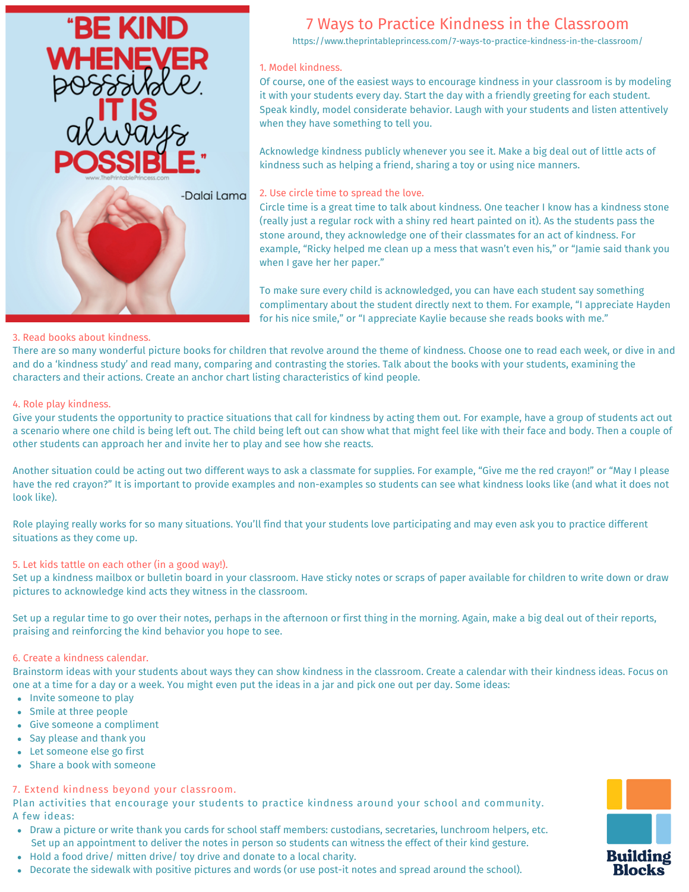# 7 Ways to Practice Kindness in the Classroom

https://www.theprintableprincess.com/7-ways-to-practice-kindness-in-the-classroom/

### 1. Model kindness.

Of course, one of the easiest ways to encourage kindness in your classroom is by modeling it with your students every day. Start the day with a friendly greeting for each student. Speak kindly, model considerate behavior. Laugh with your students and listen attentively when they have something to tell you.

Acknowledge kindness publicly whenever you see it. Make a big deal out of little acts of kindness such as helping a friend, sharing a toy or using nice manners.

### 2. Use circle time to spread the love.

Circle time is a great time to talk about kindness. One teacher I know has a kindness stone (really just a regular rock with a shiny red heart painted on it). As the students pass the stone around, they acknowledge one of their classmates for an act of kindness. For example, "Ricky helped me clean up a mess that wasn't even his," or "Jamie said thank you when I gave her her paper."

To make sure every child is acknowledged, you can have each student say something complimentary about the student directly next to them. For example, "I appreciate Hayden for his nice smile," or "I appreciate Kaylie because she reads books with me."

### 3. Read books about kindness.

There are so many wonderful picture books for children that revolve around the theme of kindness. Choose one to read each week, or dive in and and do a 'kindness study' and read many, comparing and contrasting the stories. Talk about the books with your students, examining the characters and their actions. Create an anchor chart listing characteristics of kind people.

### 4. Role play kindness.

Give your students the opportunity to practice situations that call for kindness by acting them out. For example, have a group of students act out a scenario where one child is being left out. The child being left out can show what that might feel like with their face and body. Then a couple of other students can approach her and invite her to play and see how she reacts.

Another situation could be acting out two different ways to ask a classmate for supplies. For example, "Give me the red crayon!" or "May I please have the red crayon?" It is important to provide examples and non-examples so students can see what kindness looks like (and what it does not look like).

Role playing really works for so many situations. You'll find that your students love participating and may even ask you to practice different situations as they come up.

### 5. Let kids tattle on each other (in a good way!).

Set up a kindness mailbox or bulletin board in your classroom. Have sticky notes or scraps of paper available for children to write down or draw pictures to acknowledge kind acts they witness in the classroom.

Set up a regular time to go over their notes, perhaps in the afternoon or first thing in the morning. Again, make a big deal out of their reports, praising and reinforcing the kind behavior you hope to see.

### 6. Create a kindness calendar.

Brainstorm ideas with your students about ways they can show kindness in the classroom. Create a calendar with their kindness ideas. Focus on one at a time for a day or a week. You might even put the ideas in a jar and pick one out per day. Some ideas:

- Invite someone to play
- Smile at three people
- Give someone a compliment
- Say please and thank you
- Let someone else go first
- Share a book with someone

### 7. Extend kindness beyond your classroom.

Plan activities that encourage your students to practice kindness around your school and community. A few ideas:

- Draw a picture or write thank you cards for school staff members: custodians, secretaries, lunchroom helpers, etc. Set up an appointment to deliver the notes in person so students can witness the effect of their kind gesture.
- Hold a food drive/ mitten drive/ toy drive and donate to a local charity.
- Decorate the sidewalk with positive pictures and words (or use post-it notes and spread around the school).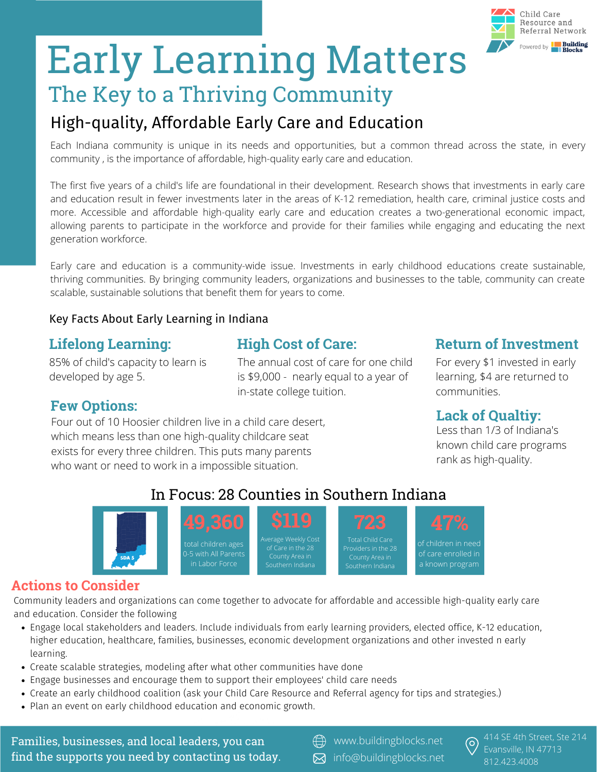Child Care Resource and Referral Network

Powered by Building Blocks

# Early Learning Matters

## The Key to a Thriving Community

### High-quality, Affordable Early Care and Education

Each Indiana community is unique in its needs and opportunities, but a common thread across the state, in every community , is the importance of affordable, high-quality early care and education.

The first five years of a child's life are foundational in their development. Research shows that investments in early care and education result in fewer investments later in the areas of K-12 remediation, health care, criminal justice costs and more. Accessible and affordable high-quality early care and education creates a two-generational economic impact, allowing parents to participate in the workforce and provide for their families while engaging and educating the next generation workforce.

Early care and education is a community-wide issue. Investments in early childhood educations create sustainable, thriving communities. By bringing community leaders, organizations and businesses to the table, community can create scalable, sustainable solutions that benefit them for years to come.

Key Facts About Early Learning in Indiana

**Lifelong Learning:**
85% of child's capacity to learn is developed by age 5.

**High Cost of Care:**
The annual cost of care for one child is $9,000 - nearly equal to a year of in-state college tuition.

**Return of Investment**
For every $1 invested in early learning, $4 are returned to communities.

**Few Options:**
Four out of 10 Hoosier children live in a child care desert, which means less than one high-quality childcare seat exists for every three children. This puts many parents who want or need to work in a impossible situation.

**Lack of Qualtiy:**
Less than 1/3 of Indiana's known child care programs rank as high-quality.

### In Focus: 28 Counties in Southern Indiana

SDA 5

**49,360**
total children ages 0-5 with All Parents in Labor Force

**$119**
Average Weekly Cost of Care in the 28 County Area in Southern Indiana

**723**
Total Child Care Providers in the 28 County Area in Southern Indiana

**47%**
of children in need of care enrolled in a known program

### Actions to Consider

Community leaders and organizations can come together to advocate for affordable and accessible high-quality early care and education. Consider the following

- Engage local stakeholders and leaders. Include individuals from early learning providers, elected office, K-12 education, higher education, healthcare, families, businesses, economic development organizations and other invested n early learning.
- Create scalable strategies, modeling after what other communities have done
- Engage businesses and encourage them to support their employees' child care needs
- Create an early childhood coalition (ask your Child Care Resource and Referral agency for tips and strategies.)
- Plan an event on early childhood education and economic growth.

Families, businesses, and local leaders, you can find the supports you need by contacting us today.

www.buildingblocks.net
info@buildingblocks.net

414 SE 4th Street, Ste 214
Evansville, IN 47713
812.423.4008